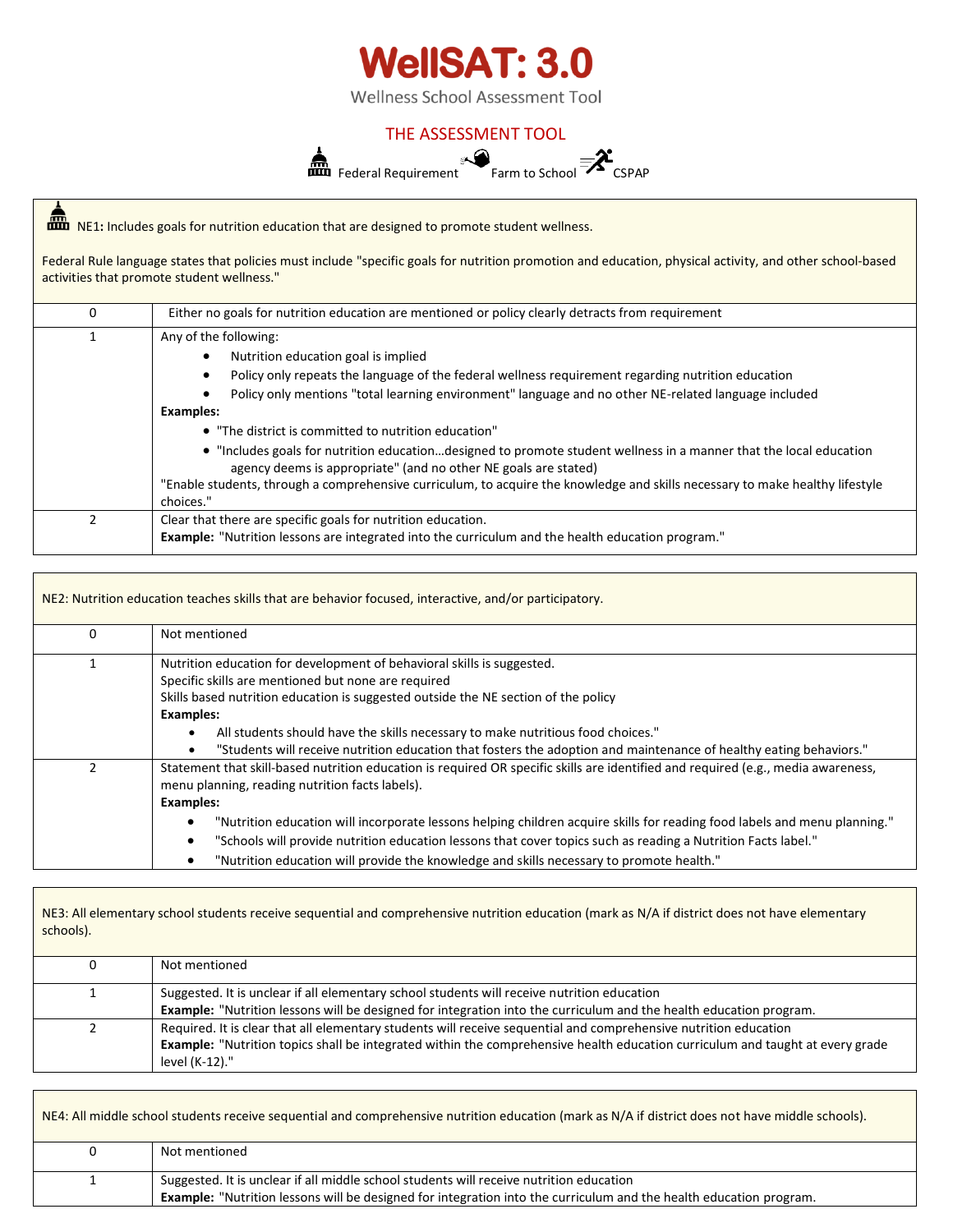# WellSAT: 3.0

Wellness School Assessment Tool

## THE ASSESSMENT TOOL

Federal Requirement Farm to School CSPAP

| NE1: Includes goals for nutrition education that are designed to promote student wellness.<br><br>Federal Rule language states that policies must include "specific goals for nutrition promotion and education, physical activity, and other school-based activities that promote student wellness." | |
|---|---|
| 0 | Either no goals for nutrition education are mentioned or policy clearly detracts from requirement |
| 1 | Any of the following:<br>• Nutrition education goal is implied<br>• Policy only repeats the language of the federal wellness requirement regarding nutrition education<br>• Policy only mentions "total learning environment" language and no other NE-related language included<br>**Examples:**<br>• "The district is committed to nutrition education"<br>• "Includes goals for nutrition education…designed to promote student wellness in a manner that the local education agency deems is appropriate" (and no other NE goals are stated)<br>"Enable students, through a comprehensive curriculum, to acquire the knowledge and skills necessary to make healthy lifestyle choices." |
| 2 | Clear that there are specific goals for nutrition education.<br>**Example:** "Nutrition lessons are integrated into the curriculum and the health education program." |

| NE2: Nutrition education teaches skills that are behavior focused, interactive, and/or participatory. | |
|---|---|
| 0 | Not mentioned |
| 1 | Nutrition education for development of behavioral skills is suggested.<br>Specific skills are mentioned but none are required<br>Skills based nutrition education is suggested outside the NE section of the policy<br>**Examples:**<br>• All students should have the skills necessary to make nutritious food choices."<br>• "Students will receive nutrition education that fosters the adoption and maintenance of healthy eating behaviors." |
| 2 | Statement that skill-based nutrition education is required OR specific skills are identified and required (e.g., media awareness, menu planning, reading nutrition facts labels).<br>**Examples:**<br>• "Nutrition education will incorporate lessons helping children acquire skills for reading food labels and menu planning."<br>• "Schools will provide nutrition education lessons that cover topics such as reading a Nutrition Facts label."<br>• "Nutrition education will provide the knowledge and skills necessary to promote health." |

| NE3: All elementary school students receive sequential and comprehensive nutrition education (mark as N/A if district does not have elementary schools). | |
|---|---|
| 0 | Not mentioned |
| 1 | Suggested. It is unclear if all elementary school students will receive nutrition education<br>**Example:** "Nutrition lessons will be designed for integration into the curriculum and the health education program. |
| 2 | Required. It is clear that all elementary students will receive sequential and comprehensive nutrition education<br>**Example:** "Nutrition topics shall be integrated within the comprehensive health education curriculum and taught at every grade level (K-12)." |

| NE4: All middle school students receive sequential and comprehensive nutrition education (mark as N/A if district does not have middle schools). | |
|---|---|
| 0 | Not mentioned |
| 1 | Suggested. It is unclear if all middle school students will receive nutrition education<br>**Example:** "Nutrition lessons will be designed for integration into the curriculum and the health education program. |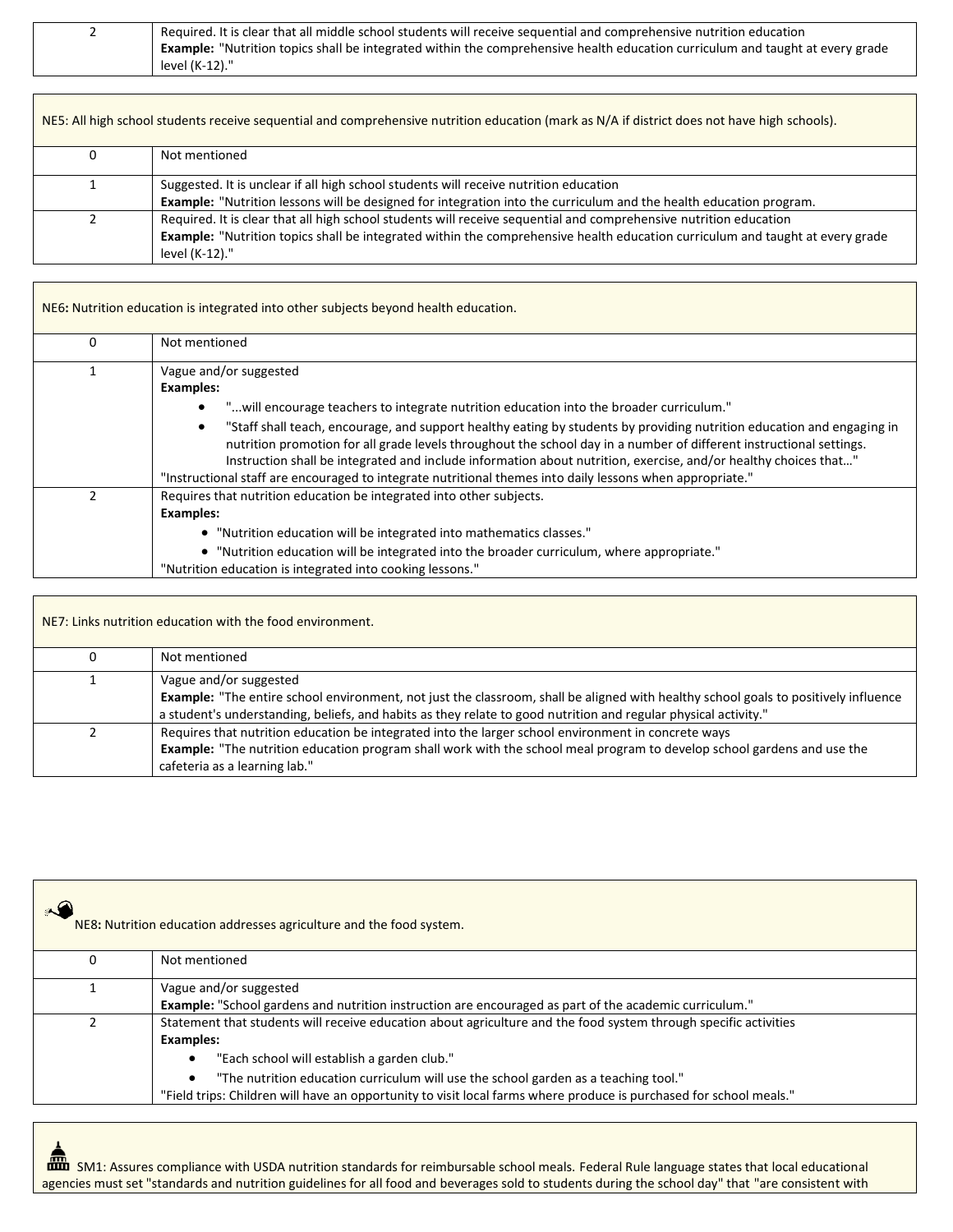| | |
|---|---|
| 2 | Required. It is clear that all middle school students will receive sequential and comprehensive nutrition education<br>**Example:** "Nutrition topics shall be integrated within the comprehensive health education curriculum and taught at every grade level (K-12)." |

| NE5: All high school students receive sequential and comprehensive nutrition education (mark as N/A if district does not have high schools). | |
|---|---|
| 0 | Not mentioned |
| 1 | Suggested. It is unclear if all high school students will receive nutrition education<br>**Example:** "Nutrition lessons will be designed for integration into the curriculum and the health education program. |
| 2 | Required. It is clear that all high school students will receive sequential and comprehensive nutrition education<br>**Example:** "Nutrition topics shall be integrated within the comprehensive health education curriculum and taught at every grade level (K-12)." |

| NE6**:** Nutrition education is integrated into other subjects beyond health education. | |
|---|---|
| 0 | Not mentioned |
| 1 | Vague and/or suggested<br>**Examples:**<br>• "...will encourage teachers to integrate nutrition education into the broader curriculum."<br>• "Staff shall teach, encourage, and support healthy eating by students by providing nutrition education and engaging in nutrition promotion for all grade levels throughout the school day in a number of different instructional settings. Instruction shall be integrated and include information about nutrition, exercise, and/or healthy choices that…"<br>"Instructional staff are encouraged to integrate nutritional themes into daily lessons when appropriate." |
| 2 | Requires that nutrition education be integrated into other subjects.<br>**Examples:**<br>• "Nutrition education will be integrated into mathematics classes."<br>• "Nutrition education will be integrated into the broader curriculum, where appropriate."<br>"Nutrition education is integrated into cooking lessons." |

| NE7: Links nutrition education with the food environment. | |
|---|---|
| 0 | Not mentioned |
| 1 | Vague and/or suggested<br>**Example:** "The entire school environment, not just the classroom, shall be aligned with healthy school goals to positively influence a student's understanding, beliefs, and habits as they relate to good nutrition and regular physical activity." |
| 2 | Requires that nutrition education be integrated into the larger school environment in concrete ways<br>**Example:** "The nutrition education program shall work with the school meal program to develop school gardens and use the cafeteria as a learning lab." |

| NE8**:** Nutrition education addresses agriculture and the food system. | |
|---|---|
| 0 | Not mentioned |
| 1 | Vague and/or suggested<br>**Example:** "School gardens and nutrition instruction are encouraged as part of the academic curriculum." |
| 2 | Statement that students will receive education about agriculture and the food system through specific activities<br>**Examples:**<br>• "Each school will establish a garden club."<br>• "The nutrition education curriculum will use the school garden as a teaching tool."<br>"Field trips: Children will have an opportunity to visit local farms where produce is purchased for school meals." |

SM1: Assures compliance with USDA nutrition standards for reimbursable school meals. Federal Rule language states that local educational agencies must set "standards and nutrition guidelines for all food and beverages sold to students during the school day" that "are consistent with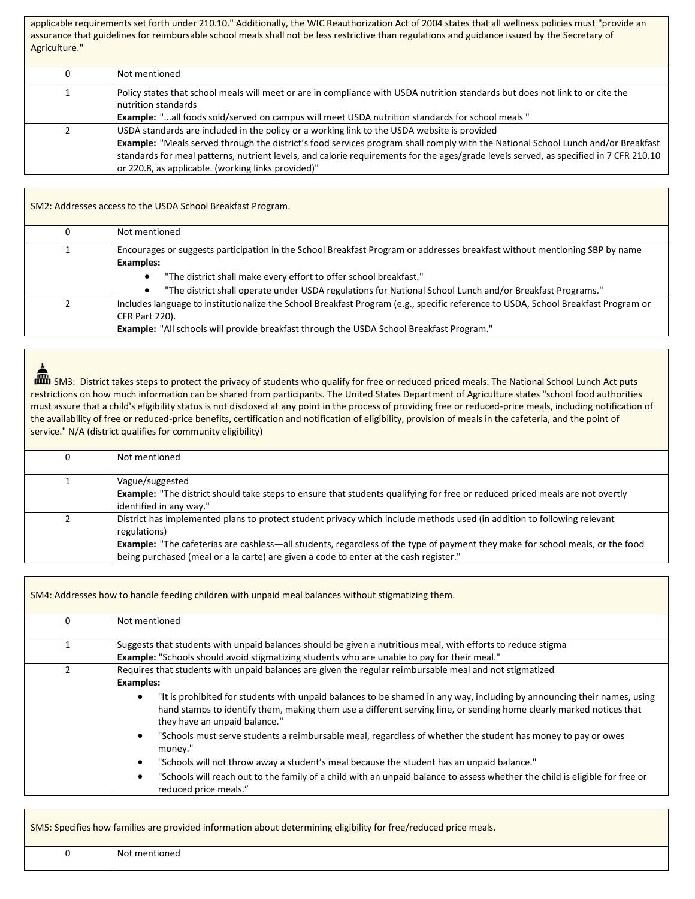applicable requirements set forth under 210.10." Additionally, the WIC Reauthorization Act of 2004 states that all wellness policies must "provide an assurance that guidelines for reimbursable school meals shall not be less restrictive than regulations and guidance issued by the Secretary of Agriculture."

| | |
|---|---|
| 0 | Not mentioned |
| 1 | Policy states that school meals will meet or are in compliance with USDA nutrition standards but does not link to or cite the nutrition standards<br>**Example:** "...all foods sold/served on campus will meet USDA nutrition standards for school meals " |
| 2 | USDA standards are included in the policy or a working link to the USDA website is provided<br>**Example:** "Meals served through the district's food services program shall comply with the National School Lunch and/or Breakfast standards for meal patterns, nutrient levels, and calorie requirements for the ages/grade levels served, as specified in 7 CFR 210.10 or 220.8, as applicable. (working links provided)" |

SM2: Addresses access to the USDA School Breakfast Program.

| | |
|---|---|
| 0 | Not mentioned |
| 1 | Encourages or suggests participation in the School Breakfast Program or addresses breakfast without mentioning SBP by name<br>**Examples:**<br>• "The district shall make every effort to offer school breakfast."<br>• "The district shall operate under USDA regulations for National School Lunch and/or Breakfast Programs." |
| 2 | Includes language to institutionalize the School Breakfast Program (e.g., specific reference to USDA, School Breakfast Program or CFR Part 220).<br>**Example:** "All schools will provide breakfast through the USDA School Breakfast Program." |

SM3: District takes steps to protect the privacy of students who qualify for free or reduced priced meals. The National School Lunch Act puts restrictions on how much information can be shared from participants. The United States Department of Agriculture states "school food authorities must assure that a child's eligibility status is not disclosed at any point in the process of providing free or reduced-price meals, including notification of the availability of free or reduced-price benefits, certification and notification of eligibility, provision of meals in the cafeteria, and the point of service." N/A (district qualifies for community eligibility)

| | |
|---|---|
| 0 | Not mentioned |
| 1 | Vague/suggested<br>**Example:** "The district should take steps to ensure that students qualifying for free or reduced priced meals are not overtly identified in any way." |
| 2 | District has implemented plans to protect student privacy which include methods used (in addition to following relevant regulations)<br>**Example:** "The cafeterias are cashless—all students, regardless of the type of payment they make for school meals, or the food being purchased (meal or a la carte) are given a code to enter at the cash register." |

SM4: Addresses how to handle feeding children with unpaid meal balances without stigmatizing them.

| | |
|---|---|
| 0 | Not mentioned |
| 1 | Suggests that students with unpaid balances should be given a nutritious meal, with efforts to reduce stigma<br>**Example:** "Schools should avoid stigmatizing students who are unable to pay for their meal." |
| 2 | Requires that students with unpaid balances are given the regular reimbursable meal and not stigmatized<br>**Examples:**<br>• "It is prohibited for students with unpaid balances to be shamed in any way, including by announcing their names, using hand stamps to identify them, making them use a different serving line, or sending home clearly marked notices that they have an unpaid balance."<br>• "Schools must serve students a reimbursable meal, regardless of whether the student has money to pay or owes money."<br>• "Schools will not throw away a student's meal because the student has an unpaid balance."<br>• "Schools will reach out to the family of a child with an unpaid balance to assess whether the child is eligible for free or reduced price meals." |

SM5: Specifies how families are provided information about determining eligibility for free/reduced price meals.

| | |
|---|---|
| 0 | Not mentioned |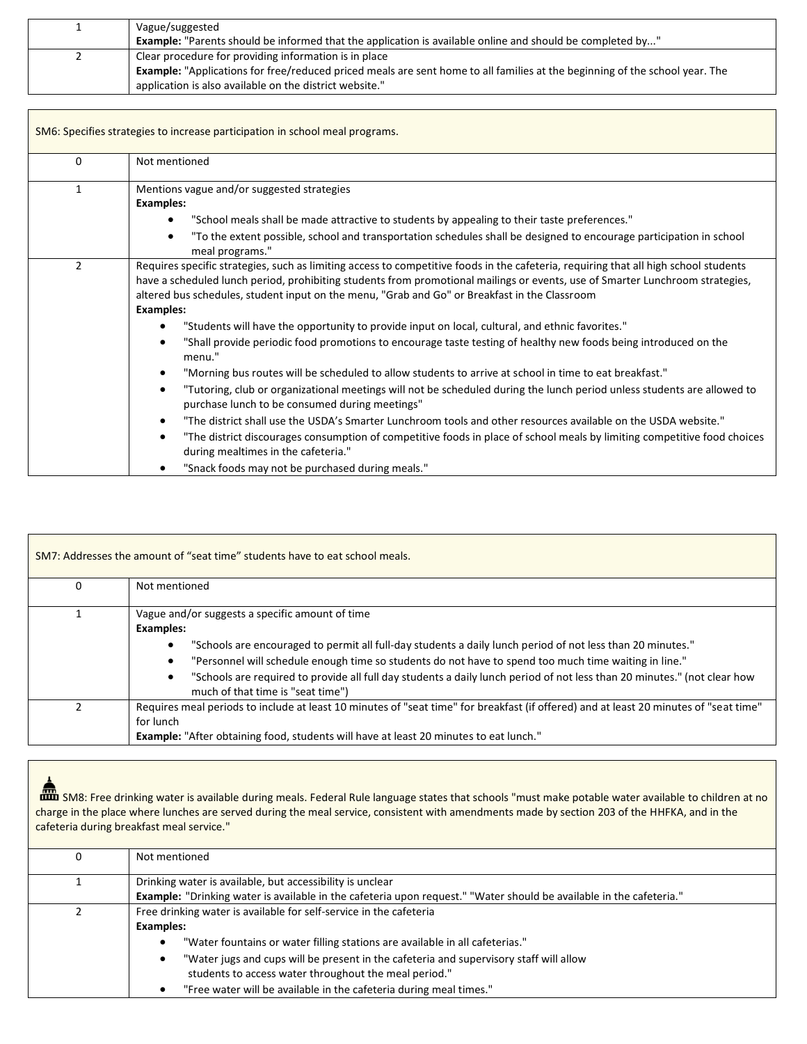| | |
|---|---|
| 1 | Vague/suggested<br>**Example:** "Parents should be informed that the application is available online and should be completed by..." |
| 2 | Clear procedure for providing information is in place<br>**Example:** "Applications for free/reduced priced meals are sent home to all families at the beginning of the school year. The application is also available on the district website." |

| SM6: Specifies strategies to increase participation in school meal programs. | |
|---|---|
| 0 | Not mentioned |
| 1 | Mentions vague and/or suggested strategies<br>**Examples:**<br>• "School meals shall be made attractive to students by appealing to their taste preferences."<br>• "To the extent possible, school and transportation schedules shall be designed to encourage participation in school meal programs." |
| 2 | Requires specific strategies, such as limiting access to competitive foods in the cafeteria, requiring that all high school students have a scheduled lunch period, prohibiting students from promotional mailings or events, use of Smarter Lunchroom strategies, altered bus schedules, student input on the menu, "Grab and Go" or Breakfast in the Classroom<br>**Examples:**<br>• "Students will have the opportunity to provide input on local, cultural, and ethnic favorites."<br>• "Shall provide periodic food promotions to encourage taste testing of healthy new foods being introduced on the menu."<br>• "Morning bus routes will be scheduled to allow students to arrive at school in time to eat breakfast."<br>• "Tutoring, club or organizational meetings will not be scheduled during the lunch period unless students are allowed to purchase lunch to be consumed during meetings"<br>• "The district shall use the USDA's Smarter Lunchroom tools and other resources available on the USDA website."<br>• "The district discourages consumption of competitive foods in place of school meals by limiting competitive food choices during mealtimes in the cafeteria."<br>• "Snack foods may not be purchased during meals." |

| SM7: Addresses the amount of "seat time" students have to eat school meals. | |
|---|---|
| 0 | Not mentioned |
| 1 | Vague and/or suggests a specific amount of time<br>**Examples:**<br>• "Schools are encouraged to permit all full-day students a daily lunch period of not less than 20 minutes."<br>• "Personnel will schedule enough time so students do not have to spend too much time waiting in line."<br>• "Schools are required to provide all full day students a daily lunch period of not less than 20 minutes." (not clear how much of that time is "seat time") |
| 2 | Requires meal periods to include at least 10 minutes of "seat time" for breakfast (if offered) and at least 20 minutes of "seat time" for lunch<br>**Example:** "After obtaining food, students will have at least 20 minutes to eat lunch." |

| SM8: Free drinking water is available during meals. Federal Rule language states that schools "must make potable water available to children at no charge in the place where lunches are served during the meal service, consistent with amendments made by section 203 of the HHFKA, and in the cafeteria during breakfast meal service." | |
|---|---|
| 0 | Not mentioned |
| 1 | Drinking water is available, but accessibility is unclear<br>**Example:** "Drinking water is available in the cafeteria upon request." "Water should be available in the cafeteria." |
| 2 | Free drinking water is available for self-service in the cafeteria<br>**Examples:**<br>• "Water fountains or water filling stations are available in all cafeterias."<br>• "Water jugs and cups will be present in the cafeteria and supervisory staff will allow students to access water throughout the meal period."<br>• "Free water will be available in the cafeteria during meal times." |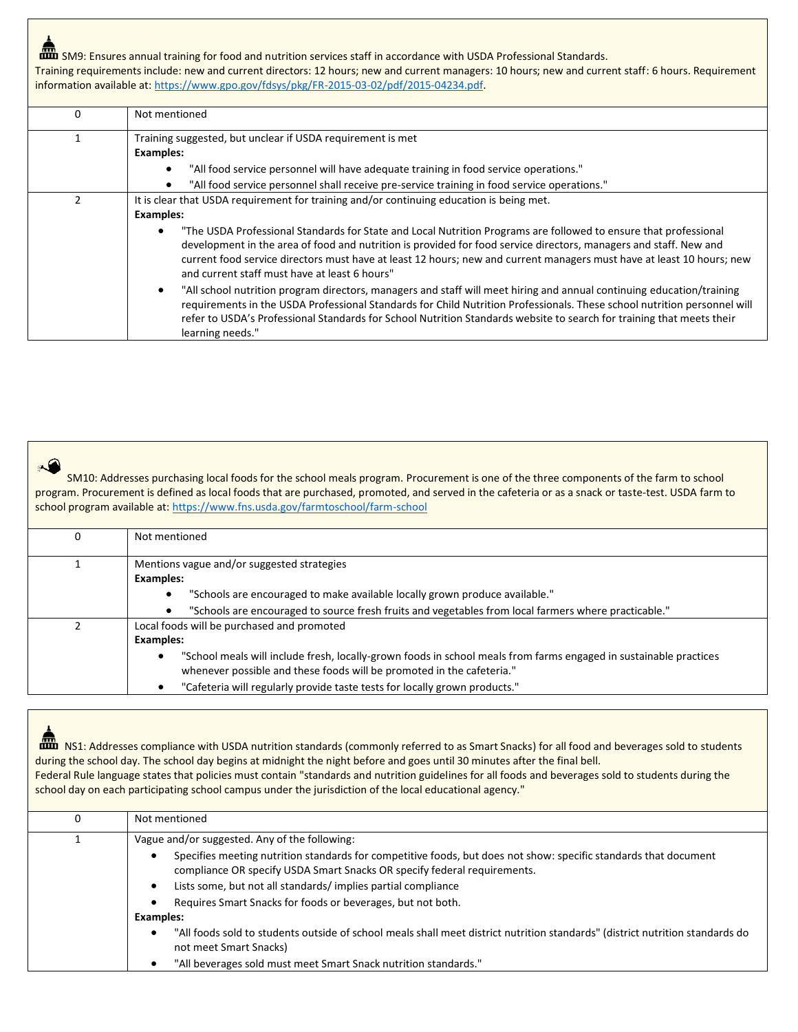SM9: Ensures annual training for food and nutrition services staff in accordance with USDA Professional Standards.
Training requirements include: new and current directors: 12 hours; new and current managers: 10 hours; new and current staff: 6 hours. Requirement information available at: https://www.gpo.gov/fdsys/pkg/FR-2015-03-02/pdf/2015-04234.pdf.

| | |
|---|---|
| 0 | Not mentioned |
| 1 | Training suggested, but unclear if USDA requirement is met<br>**Examples:**<br>• "All food service personnel will have adequate training in food service operations."<br>• "All food service personnel shall receive pre-service training in food service operations." |
| 2 | It is clear that USDA requirement for training and/or continuing education is being met.<br>**Examples:**<br>• "The USDA Professional Standards for State and Local Nutrition Programs are followed to ensure that professional development in the area of food and nutrition is provided for food service directors, managers and staff. New and current food service directors must have at least 12 hours; new and current managers must have at least 10 hours; new and current staff must have at least 6 hours"<br>• "All school nutrition program directors, managers and staff will meet hiring and annual continuing education/training requirements in the USDA Professional Standards for Child Nutrition Professionals. These school nutrition personnel will refer to USDA's Professional Standards for School Nutrition Standards website to search for training that meets their learning needs." |

SM10: Addresses purchasing local foods for the school meals program. Procurement is one of the three components of the farm to school program. Procurement is defined as local foods that are purchased, promoted, and served in the cafeteria or as a snack or taste-test. USDA farm to school program available at: https://www.fns.usda.gov/farmtoschool/farm-school

| | |
|---|---|
| 0 | Not mentioned |
| 1 | Mentions vague and/or suggested strategies<br>**Examples:**<br>• "Schools are encouraged to make available locally grown produce available."<br>• "Schools are encouraged to source fresh fruits and vegetables from local farmers where practicable." |
| 2 | Local foods will be purchased and promoted<br>**Examples:**<br>• "School meals will include fresh, locally-grown foods in school meals from farms engaged in sustainable practices whenever possible and these foods will be promoted in the cafeteria."<br>• "Cafeteria will regularly provide taste tests for locally grown products." |

NS1: Addresses compliance with USDA nutrition standards (commonly referred to as Smart Snacks) for all food and beverages sold to students during the school day. The school day begins at midnight the night before and goes until 30 minutes after the final bell.
Federal Rule language states that policies must contain "standards and nutrition guidelines for all foods and beverages sold to students during the school day on each participating school campus under the jurisdiction of the local educational agency."

| | |
|---|---|
| 0 | Not mentioned |
| 1 | Vague and/or suggested. Any of the following:<br>• Specifies meeting nutrition standards for competitive foods, but does not show: specific standards that document compliance OR specify USDA Smart Snacks OR specify federal requirements.<br>• Lists some, but not all standards/ implies partial compliance<br>• Requires Smart Snacks for foods or beverages, but not both.<br>**Examples:**<br>• "All foods sold to students outside of school meals shall meet district nutrition standards" (district nutrition standards do not meet Smart Snacks)<br>• "All beverages sold must meet Smart Snack nutrition standards." |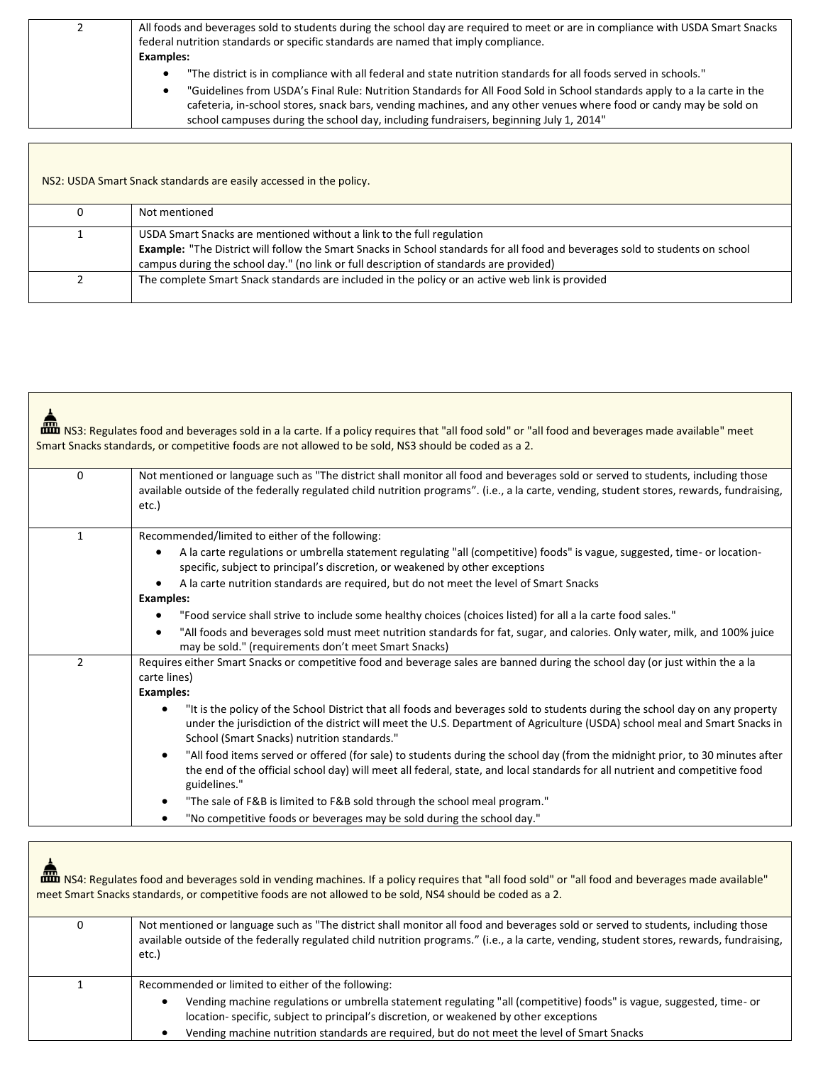| | |
|---|---|
| 2 | All foods and beverages sold to students during the school day are required to meet or are in compliance with USDA Smart Snacks federal nutrition standards or specific standards are named that imply compliance.<br>**Examples:**<br>• "The district is in compliance with all federal and state nutrition standards for all foods served in schools."<br>• "Guidelines from USDA's Final Rule: Nutrition Standards for All Food Sold in School standards apply to a la carte in the cafeteria, in-school stores, snack bars, vending machines, and any other venues where food or candy may be sold on school campuses during the school day, including fundraisers, beginning July 1, 2014" |

NS2: USDA Smart Snack standards are easily accessed in the policy.

| | |
|---|---|
| 0 | Not mentioned |
| 1 | USDA Smart Snacks are mentioned without a link to the full regulation<br>**Example:** "The District will follow the Smart Snacks in School standards for all food and beverages sold to students on school campus during the school day." (no link or full description of standards are provided) |
| 2 | The complete Smart Snack standards are included in the policy or an active web link is provided |

NS3: Regulates food and beverages sold in a la carte. If a policy requires that "all food sold" or "all food and beverages made available" meet Smart Snacks standards, or competitive foods are not allowed to be sold, NS3 should be coded as a 2.

| | |
|---|---|
| 0 | Not mentioned or language such as "The district shall monitor all food and beverages sold or served to students, including those available outside of the federally regulated child nutrition programs". (i.e., a la carte, vending, student stores, rewards, fundraising, etc.) |
| 1 | Recommended/limited to either of the following:<br>• A la carte regulations or umbrella statement regulating "all (competitive) foods" is vague, suggested, time- or location-specific, subject to principal's discretion, or weakened by other exceptions<br>• A la carte nutrition standards are required, but do not meet the level of Smart Snacks<br>**Examples:**<br>• "Food service shall strive to include some healthy choices (choices listed) for all a la carte food sales."<br>• "All foods and beverages sold must meet nutrition standards for fat, sugar, and calories. Only water, milk, and 100% juice may be sold." (requirements don't meet Smart Snacks) |
| 2 | Requires either Smart Snacks or competitive food and beverage sales are banned during the school day (or just within the a la carte lines)<br>**Examples:**<br>• "It is the policy of the School District that all foods and beverages sold to students during the school day on any property under the jurisdiction of the district will meet the U.S. Department of Agriculture (USDA) school meal and Smart Snacks in School (Smart Snacks) nutrition standards."<br>• "All food items served or offered (for sale) to students during the school day (from the midnight prior, to 30 minutes after the end of the official school day) will meet all federal, state, and local standards for all nutrient and competitive food guidelines."<br>• "The sale of F&B is limited to F&B sold through the school meal program."<br>• "No competitive foods or beverages may be sold during the school day." |

NS4: Regulates food and beverages sold in vending machines. If a policy requires that "all food sold" or "all food and beverages made available" meet Smart Snacks standards, or competitive foods are not allowed to be sold, NS4 should be coded as a 2.

| | |
|---|---|
| 0 | Not mentioned or language such as "The district shall monitor all food and beverages sold or served to students, including those available outside of the federally regulated child nutrition programs." (i.e., a la carte, vending, student stores, rewards, fundraising, etc.) |
| 1 | Recommended or limited to either of the following:<br>• Vending machine regulations or umbrella statement regulating "all (competitive) foods" is vague, suggested, time- or location- specific, subject to principal's discretion, or weakened by other exceptions<br>• Vending machine nutrition standards are required, but do not meet the level of Smart Snacks |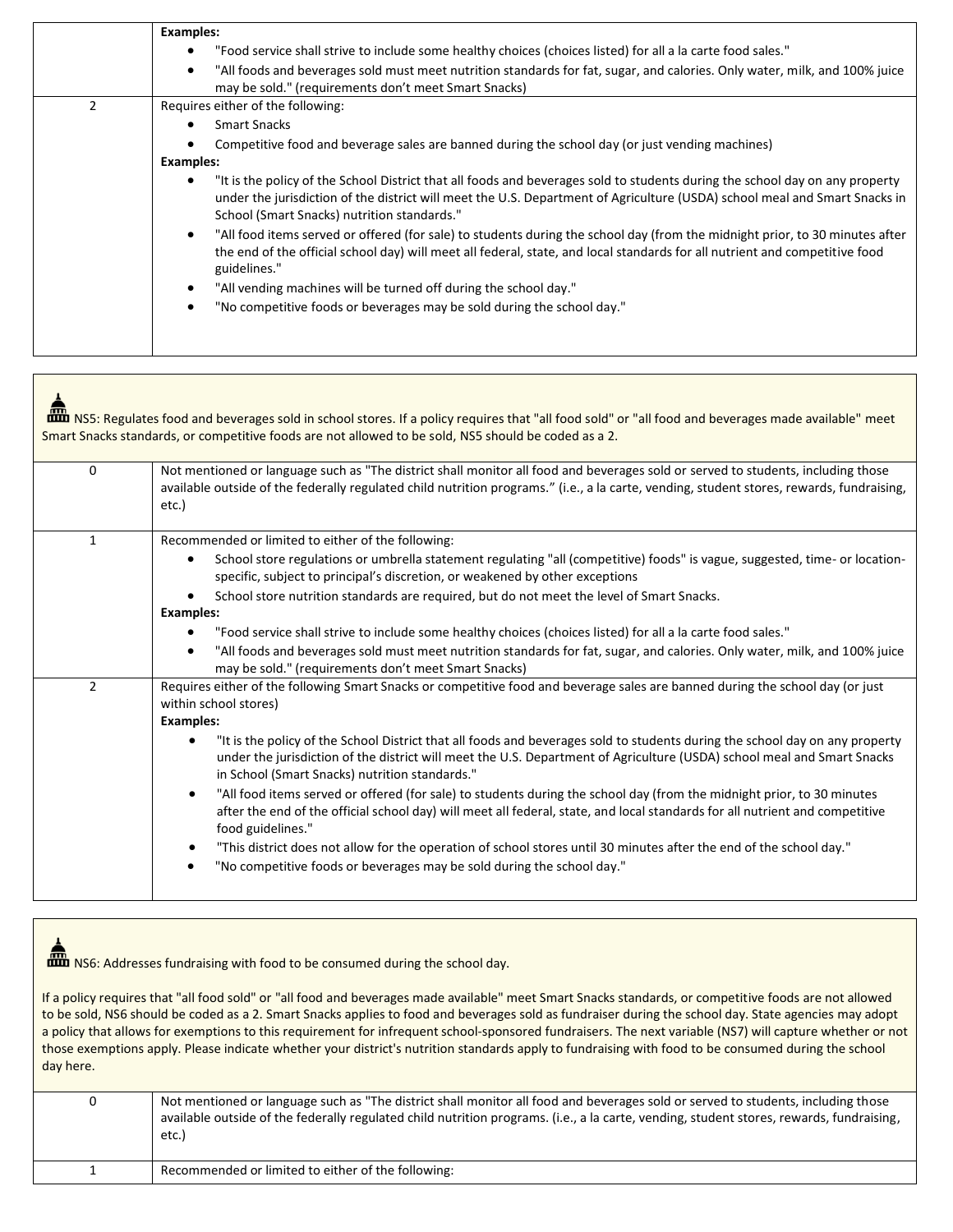| | |
|---|---|
| | **Examples:**<br>• "Food service shall strive to include some healthy choices (choices listed) for all a la carte food sales."<br>• "All foods and beverages sold must meet nutrition standards for fat, sugar, and calories. Only water, milk, and 100% juice may be sold." (requirements don't meet Smart Snacks) |
| 2 | Requires either of the following:<br>• Smart Snacks<br>• Competitive food and beverage sales are banned during the school day (or just vending machines)<br>**Examples:**<br>• "It is the policy of the School District that all foods and beverages sold to students during the school day on any property under the jurisdiction of the district will meet the U.S. Department of Agriculture (USDA) school meal and Smart Snacks in School (Smart Snacks) nutrition standards."<br>• "All food items served or offered (for sale) to students during the school day (from the midnight prior, to 30 minutes after the end of the official school day) will meet all federal, state, and local standards for all nutrient and competitive food guidelines."<br>• "All vending machines will be turned off during the school day."<br>• "No competitive foods or beverages may be sold during the school day." |

NS5: Regulates food and beverages sold in school stores. If a policy requires that "all food sold" or "all food and beverages made available" meet Smart Snacks standards, or competitive foods are not allowed to be sold, NS5 should be coded as a 2.

| | |
|---|---|
| 0 | Not mentioned or language such as "The district shall monitor all food and beverages sold or served to students, including those available outside of the federally regulated child nutrition programs." (i.e., a la carte, vending, student stores, rewards, fundraising, etc.) |
| 1 | Recommended or limited to either of the following:<br>• School store regulations or umbrella statement regulating "all (competitive) foods" is vague, suggested, time- or location-specific, subject to principal's discretion, or weakened by other exceptions<br>• School store nutrition standards are required, but do not meet the level of Smart Snacks.<br>**Examples:**<br>• "Food service shall strive to include some healthy choices (choices listed) for all a la carte food sales."<br>• "All foods and beverages sold must meet nutrition standards for fat, sugar, and calories. Only water, milk, and 100% juice may be sold." (requirements don't meet Smart Snacks) |
| 2 | Requires either of the following Smart Snacks or competitive food and beverage sales are banned during the school day (or just within school stores)<br>**Examples:**<br>• "It is the policy of the School District that all foods and beverages sold to students during the school day on any property under the jurisdiction of the district will meet the U.S. Department of Agriculture (USDA) school meal and Smart Snacks in School (Smart Snacks) nutrition standards."<br>• "All food items served or offered (for sale) to students during the school day (from the midnight prior, to 30 minutes after the end of the official school day) will meet all federal, state, and local standards for all nutrient and competitive food guidelines."<br>• "This district does not allow for the operation of school stores until 30 minutes after the end of the school day."<br>• "No competitive foods or beverages may be sold during the school day." |

NS6: Addresses fundraising with food to be consumed during the school day.

If a policy requires that "all food sold" or "all food and beverages made available" meet Smart Snacks standards, or competitive foods are not allowed to be sold, NS6 should be coded as a 2. Smart Snacks applies to food and beverages sold as fundraiser during the school day. State agencies may adopt a policy that allows for exemptions to this requirement for infrequent school-sponsored fundraisers. The next variable (NS7) will capture whether or not those exemptions apply. Please indicate whether your district's nutrition standards apply to fundraising with food to be consumed during the school day here.

| | |
|---|---|
| 0 | Not mentioned or language such as "The district shall monitor all food and beverages sold or served to students, including those available outside of the federally regulated child nutrition programs. (i.e., a la carte, vending, student stores, rewards, fundraising, etc.) |
| 1 | Recommended or limited to either of the following: |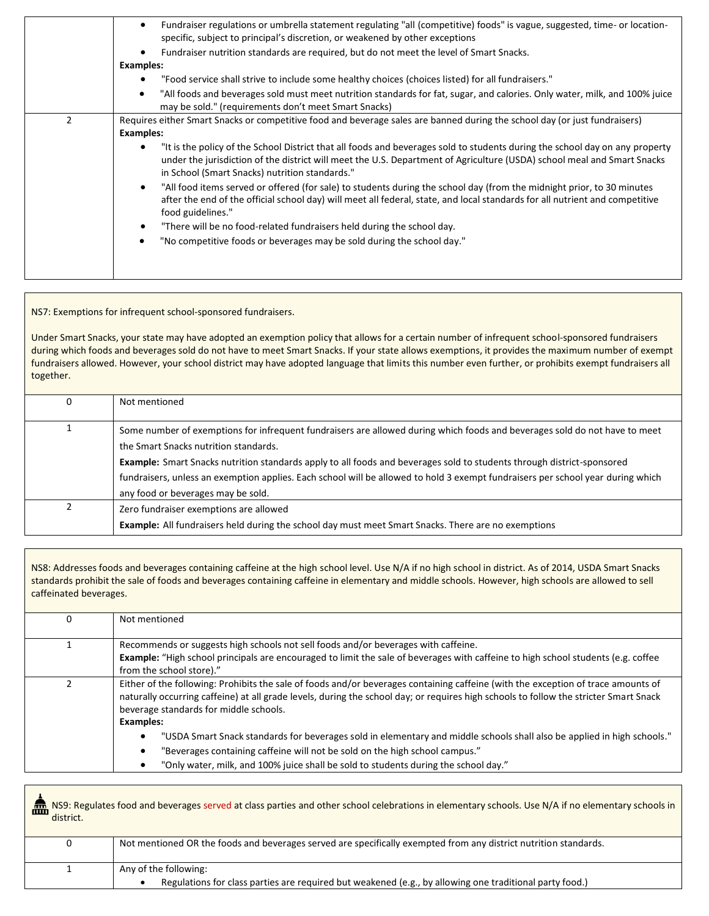|  |  |
|---|---|
|  | • Fundraiser regulations or umbrella statement regulating "all (competitive) foods" is vague, suggested, time- or location-specific, subject to principal's discretion, or weakened by other exceptions<br>• Fundraiser nutrition standards are required, but do not meet the level of Smart Snacks.<br>**Examples:**<br>• "Food service shall strive to include some healthy choices (choices listed) for all fundraisers."<br>• "All foods and beverages sold must meet nutrition standards for fat, sugar, and calories. Only water, milk, and 100% juice may be sold." (requirements don't meet Smart Snacks) |
| 2 | Requires either Smart Snacks or competitive food and beverage sales are banned during the school day (or just fundraisers)<br>**Examples:**<br>• "It is the policy of the School District that all foods and beverages sold to students during the school day on any property under the jurisdiction of the district will meet the U.S. Department of Agriculture (USDA) school meal and Smart Snacks in School (Smart Snacks) nutrition standards."<br>• "All food items served or offered (for sale) to students during the school day (from the midnight prior, to 30 minutes after the end of the official school day) will meet all federal, state, and local standards for all nutrient and competitive food guidelines."<br>• "There will be no food-related fundraisers held during the school day.<br>• "No competitive foods or beverages may be sold during the school day." |

NS7: Exemptions for infrequent school-sponsored fundraisers.

Under Smart Snacks, your state may have adopted an exemption policy that allows for a certain number of infrequent school-sponsored fundraisers during which foods and beverages sold do not have to meet Smart Snacks. If your state allows exemptions, it provides the maximum number of exempt fundraisers allowed. However, your school district may have adopted language that limits this number even further, or prohibits exempt fundraisers all together.

|  |  |
|---|---|
| 0 | Not mentioned |
| 1 | Some number of exemptions for infrequent fundraisers are allowed during which foods and beverages sold do not have to meet the Smart Snacks nutrition standards.<br>**Example:** Smart Snacks nutrition standards apply to all foods and beverages sold to students through district-sponsored fundraisers, unless an exemption applies. Each school will be allowed to hold 3 exempt fundraisers per school year during which any food or beverages may be sold. |
| 2 | Zero fundraiser exemptions are allowed<br>**Example:** All fundraisers held during the school day must meet Smart Snacks. There are no exemptions |

NS8: Addresses foods and beverages containing caffeine at the high school level. Use N/A if no high school in district. As of 2014, USDA Smart Snacks standards prohibit the sale of foods and beverages containing caffeine in elementary and middle schools. However, high schools are allowed to sell caffeinated beverages.

|  |  |
|---|---|
| 0 | Not mentioned |
| 1 | Recommends or suggests high schools not sell foods and/or beverages with caffeine.<br>**Example:** "High school principals are encouraged to limit the sale of beverages with caffeine to high school students (e.g. coffee from the school store)." |
| 2 | Either of the following: Prohibits the sale of foods and/or beverages containing caffeine (with the exception of trace amounts of naturally occurring caffeine) at all grade levels, during the school day; or requires high schools to follow the stricter Smart Snack beverage standards for middle schools.<br>**Examples:**<br>• "USDA Smart Snack standards for beverages sold in elementary and middle schools shall also be applied in high schools."<br>• "Beverages containing caffeine will not be sold on the high school campus."<br>• "Only water, milk, and 100% juice shall be sold to students during the school day." |

NS9: Regulates food and beverages served at class parties and other school celebrations in elementary schools. Use N/A if no elementary schools in district.

|  |  |
|---|---|
| 0 | Not mentioned OR the foods and beverages served are specifically exempted from any district nutrition standards. |
| 1 | Any of the following:<br>• Regulations for class parties are required but weakened (e.g., by allowing one traditional party food.) |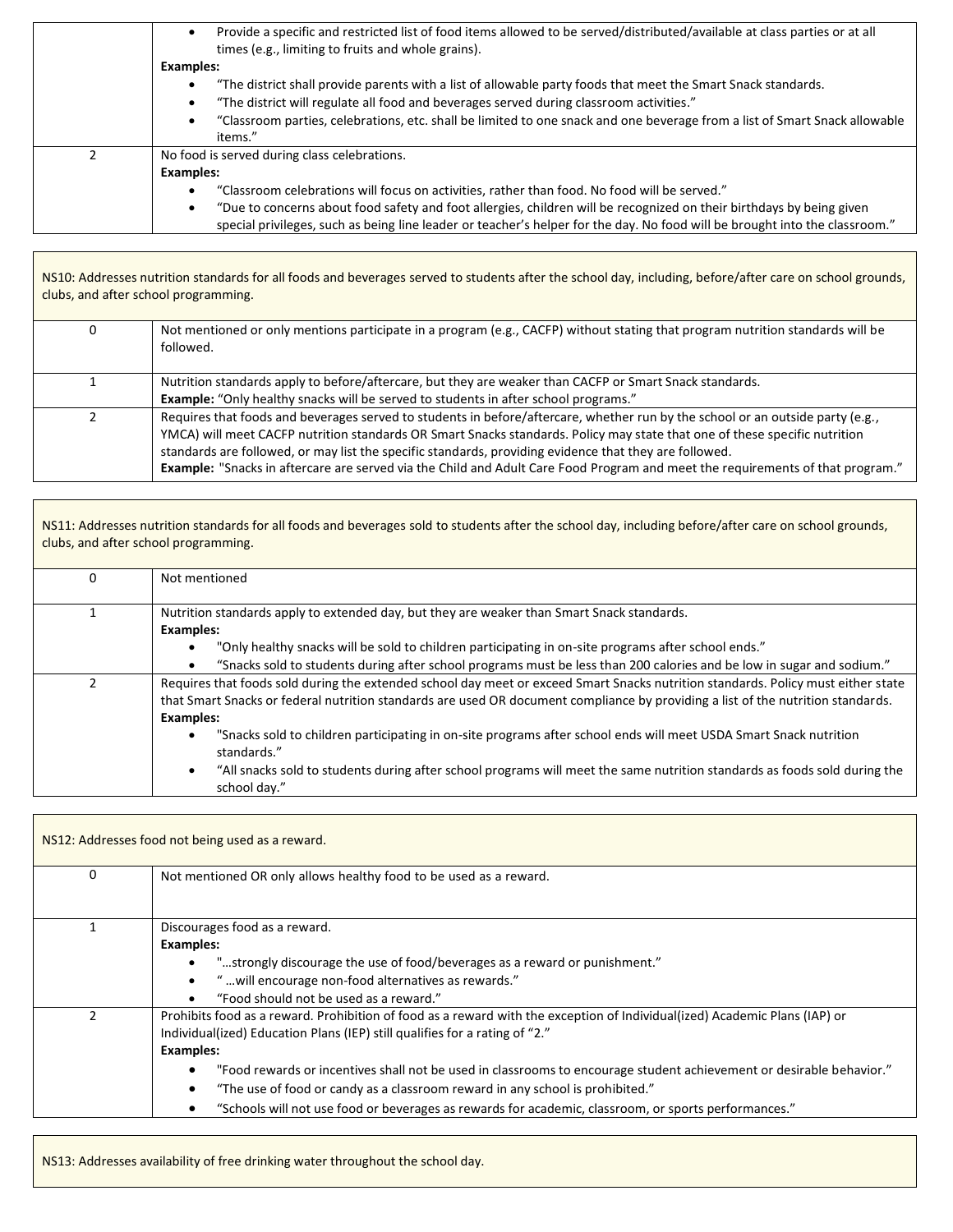| | |
|---|---|
| | • Provide a specific and restricted list of food items allowed to be served/distributed/available at class parties or at all times (e.g., limiting to fruits and whole grains).<br>**Examples:**<br>• "The district shall provide parents with a list of allowable party foods that meet the Smart Snack standards.<br>• "The district will regulate all food and beverages served during classroom activities."<br>• "Classroom parties, celebrations, etc. shall be limited to one snack and one beverage from a list of Smart Snack allowable items." |
| 2 | No food is served during class celebrations.<br>**Examples:**<br>• "Classroom celebrations will focus on activities, rather than food. No food will be served."<br>• "Due to concerns about food safety and foot allergies, children will be recognized on their birthdays by being given special privileges, such as being line leader or teacher's helper for the day. No food will be brought into the classroom." |

| NS10: Addresses nutrition standards for all foods and beverages served to students after the school day, including, before/after care on school grounds, clubs, and after school programming. | |
|---|---|
| 0 | Not mentioned or only mentions participate in a program (e.g., CACFP) without stating that program nutrition standards will be followed. |
| 1 | Nutrition standards apply to before/aftercare, but they are weaker than CACFP or Smart Snack standards.<br>**Example:** "Only healthy snacks will be served to students in after school programs." |
| 2 | Requires that foods and beverages served to students in before/aftercare, whether run by the school or an outside party (e.g., YMCA) will meet CACFP nutrition standards OR Smart Snacks standards. Policy may state that one of these specific nutrition standards are followed, or may list the specific standards, providing evidence that they are followed.<br>**Example:** "Snacks in aftercare are served via the Child and Adult Care Food Program and meet the requirements of that program." |

| NS11: Addresses nutrition standards for all foods and beverages sold to students after the school day, including before/after care on school grounds, clubs, and after school programming. | |
|---|---|
| 0 | Not mentioned |
| 1 | Nutrition standards apply to extended day, but they are weaker than Smart Snack standards.<br>**Examples:**<br>• "Only healthy snacks will be sold to children participating in on-site programs after school ends."<br>• "Snacks sold to students during after school programs must be less than 200 calories and be low in sugar and sodium." |
| 2 | Requires that foods sold during the extended school day meet or exceed Smart Snacks nutrition standards. Policy must either state that Smart Snacks or federal nutrition standards are used OR document compliance by providing a list of the nutrition standards.<br>**Examples:**<br>• "Snacks sold to children participating in on-site programs after school ends will meet USDA Smart Snack nutrition standards."<br>• "All snacks sold to students during after school programs will meet the same nutrition standards as foods sold during the school day." |

| NS12: Addresses food not being used as a reward. | |
|---|---|
| 0 | Not mentioned OR only allows healthy food to be used as a reward. |
| 1 | Discourages food as a reward.<br>**Examples:**<br>• "...strongly discourage the use of food/beverages as a reward or punishment."<br>• " ...will encourage non-food alternatives as rewards."<br>• "Food should not be used as a reward." |
| 2 | Prohibits food as a reward. Prohibition of food as a reward with the exception of Individual(ized) Academic Plans (IAP) or Individual(ized) Education Plans (IEP) still qualifies for a rating of "2."<br>**Examples:**<br>• "Food rewards or incentives shall not be used in classrooms to encourage student achievement or desirable behavior."<br>• "The use of food or candy as a classroom reward in any school is prohibited."<br>• "Schools will not use food or beverages as rewards for academic, classroom, or sports performances." |

| NS13: Addresses availability of free drinking water throughout the school day. |
|---|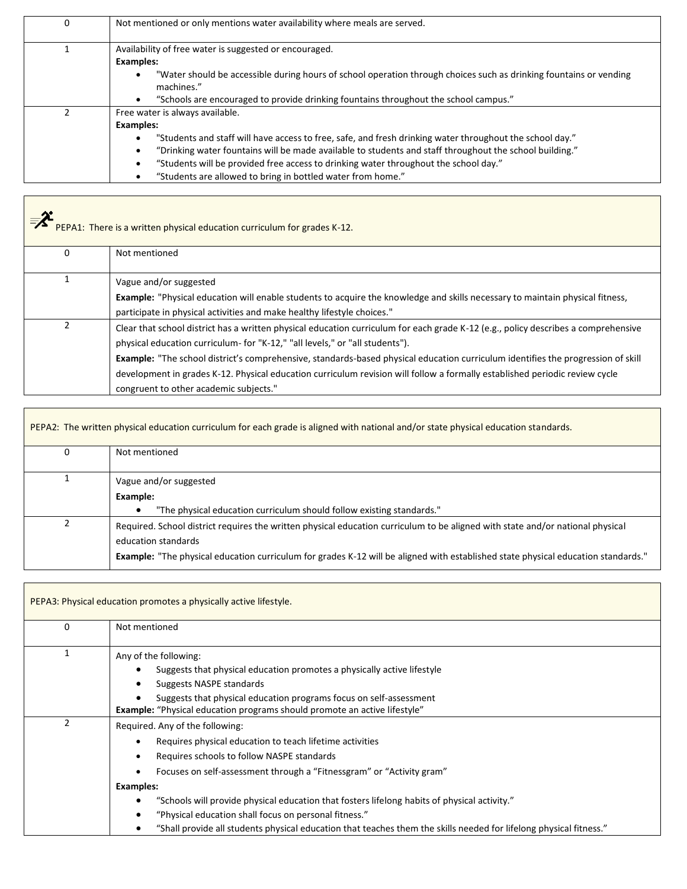| Score | Description |
|---|---|
| 0 | Not mentioned or only mentions water availability where meals are served. |
| 1 | Availability of free water is suggested or encouraged.<br>**Examples:**<br>• "Water should be accessible during hours of school operation through choices such as drinking fountains or vending machines."<br>• "Schools are encouraged to provide drinking fountains throughout the school campus." |
| 2 | Free water is always available.<br>**Examples:**<br>• "Students and staff will have access to free, safe, and fresh drinking water throughout the school day."<br>• "Drinking water fountains will be made available to students and staff throughout the school building."<br>• "Students will be provided free access to drinking water throughout the school day."<br>• "Students are allowed to bring in bottled water from home." |

| PEPA1: There is a written physical education curriculum for grades K-12. | |
|---|---|
| 0 | Not mentioned |
| 1 | Vague and/or suggested<br>**Example:** "Physical education will enable students to acquire the knowledge and skills necessary to maintain physical fitness, participate in physical activities and make healthy lifestyle choices." |
| 2 | Clear that school district has a written physical education curriculum for each grade K-12 (e.g., policy describes a comprehensive physical education curriculum- for "K-12," "all levels," or "all students").<br>**Example:** "The school district's comprehensive, standards-based physical education curriculum identifies the progression of skill development in grades K-12. Physical education curriculum revision will follow a formally established periodic review cycle congruent to other academic subjects." |

| PEPA2: The written physical education curriculum for each grade is aligned with national and/or state physical education standards. | |
|---|---|
| 0 | Not mentioned |
| 1 | Vague and/or suggested<br>**Example:**<br>• "The physical education curriculum should follow existing standards." |
| 2 | Required. School district requires the written physical education curriculum to be aligned with state and/or national physical education standards<br>**Example:** "The physical education curriculum for grades K-12 will be aligned with established state physical education standards." |

| PEPA3: Physical education promotes a physically active lifestyle. | |
|---|---|
| 0 | Not mentioned |
| 1 | Any of the following:<br>• Suggests that physical education promotes a physically active lifestyle<br>• Suggests NASPE standards<br>• Suggests that physical education programs focus on self-assessment<br>**Example:** "Physical education programs should promote an active lifestyle" |
| 2 | Required. Any of the following:<br>• Requires physical education to teach lifetime activities<br>• Requires schools to follow NASPE standards<br>• Focuses on self-assessment through a "Fitnessgram" or "Activity gram"<br>**Examples:**<br>• "Schools will provide physical education that fosters lifelong habits of physical activity."<br>• "Physical education shall focus on personal fitness."<br>• "Shall provide all students physical education that teaches them the skills needed for lifelong physical fitness." |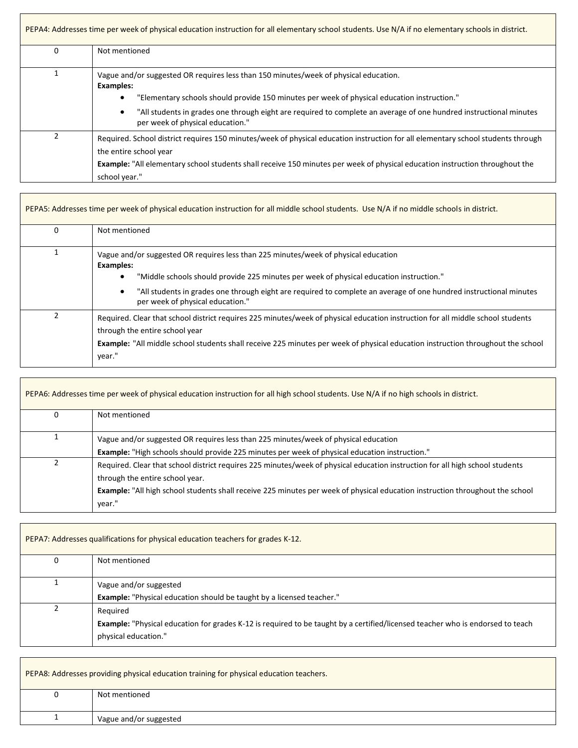| PEPA4: Addresses time per week of physical education instruction for all elementary school students. Use N/A if no elementary schools in district. | |
|---|---|
| 0 | Not mentioned |
| 1 | Vague and/or suggested OR requires less than 150 minutes/week of physical education.<br>**Examples:**<br>• "Elementary schools should provide 150 minutes per week of physical education instruction."<br>• "All students in grades one through eight are required to complete an average of one hundred instructional minutes per week of physical education." |
| 2 | Required. School district requires 150 minutes/week of physical education instruction for all elementary school students through the entire school year<br>**Example:** "All elementary school students shall receive 150 minutes per week of physical education instruction throughout the school year." |

| PEPA5: Addresses time per week of physical education instruction for all middle school students. Use N/A if no middle schools in district. | |
|---|---|
| 0 | Not mentioned |
| 1 | Vague and/or suggested OR requires less than 225 minutes/week of physical education<br>**Examples:**<br>• "Middle schools should provide 225 minutes per week of physical education instruction."<br>• "All students in grades one through eight are required to complete an average of one hundred instructional minutes per week of physical education." |
| 2 | Required. Clear that school district requires 225 minutes/week of physical education instruction for all middle school students through the entire school year<br>**Example:** "All middle school students shall receive 225 minutes per week of physical education instruction throughout the school year." |

| PEPA6: Addresses time per week of physical education instruction for all high school students. Use N/A if no high schools in district. | |
|---|---|
| 0 | Not mentioned |
| 1 | Vague and/or suggested OR requires less than 225 minutes/week of physical education<br>**Example:** "High schools should provide 225 minutes per week of physical education instruction." |
| 2 | Required. Clear that school district requires 225 minutes/week of physical education instruction for all high school students through the entire school year.<br>**Example:** "All high school students shall receive 225 minutes per week of physical education instruction throughout the school year." |

| PEPA7: Addresses qualifications for physical education teachers for grades K-12. | |
|---|---|
| 0 | Not mentioned |
| 1 | Vague and/or suggested<br>**Example:** "Physical education should be taught by a licensed teacher." |
| 2 | Required<br>**Example:** "Physical education for grades K-12 is required to be taught by a certified/licensed teacher who is endorsed to teach physical education." |

| PEPA8: Addresses providing physical education training for physical education teachers. | |
|---|---|
| 0 | Not mentioned |
| 1 | Vague and/or suggested |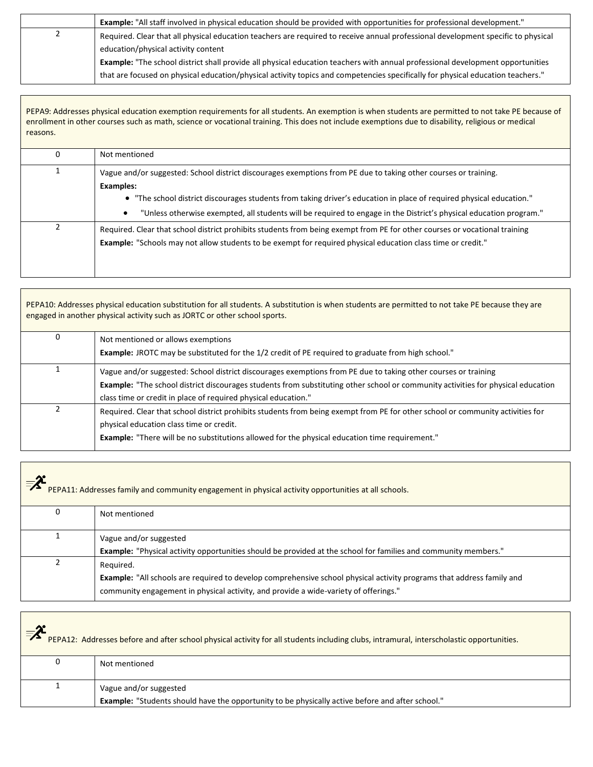| | |
|---|---|
| | **Example:** "All staff involved in physical education should be provided with opportunities for professional development." |
| 2 | Required. Clear that all physical education teachers are required to receive annual professional development specific to physical education/physical activity content<br>**Example:** "The school district shall provide all physical education teachers with annual professional development opportunities that are focused on physical education/physical activity topics and competencies specifically for physical education teachers." |

| PEPA9: Addresses physical education exemption requirements for all students. An exemption is when students are permitted to not take PE because of enrollment in other courses such as math, science or vocational training. This does not include exemptions due to disability, religious or medical reasons. | |
|---|---|
| 0 | Not mentioned |
| 1 | Vague and/or suggested: School district discourages exemptions from PE due to taking other courses or training.<br>**Examples:**<br>• "The school district discourages students from taking driver's education in place of required physical education."<br>• "Unless otherwise exempted, all students will be required to engage in the District's physical education program." |
| 2 | Required. Clear that school district prohibits students from being exempt from PE for other courses or vocational training<br>**Example:** "Schools may not allow students to be exempt for required physical education class time or credit." |

| PEPA10: Addresses physical education substitution for all students. A substitution is when students are permitted to not take PE because they are engaged in another physical activity such as JORTC or other school sports. | |
|---|---|
| 0 | Not mentioned or allows exemptions<br>**Example:** JROTC may be substituted for the 1/2 credit of PE required to graduate from high school." |
| 1 | Vague and/or suggested: School district discourages exemptions from PE due to taking other courses or training<br>**Example:** "The school district discourages students from substituting other school or community activities for physical education class time or credit in place of required physical education." |
| 2 | Required. Clear that school district prohibits students from being exempt from PE for other school or community activities for physical education class time or credit.<br>**Example:** "There will be no substitutions allowed for the physical education time requirement." |

| PEPA11: Addresses family and community engagement in physical activity opportunities at all schools. | |
|---|---|
| 0 | Not mentioned |
| 1 | Vague and/or suggested<br>**Example:** "Physical activity opportunities should be provided at the school for families and community members." |
| 2 | Required.<br>**Example:** "All schools are required to develop comprehensive school physical activity programs that address family and community engagement in physical activity, and provide a wide-variety of offerings." |

| PEPA12: Addresses before and after school physical activity for all students including clubs, intramural, interscholastic opportunities. | |
|---|---|
| 0 | Not mentioned |
| 1 | Vague and/or suggested<br>**Example:** "Students should have the opportunity to be physically active before and after school." |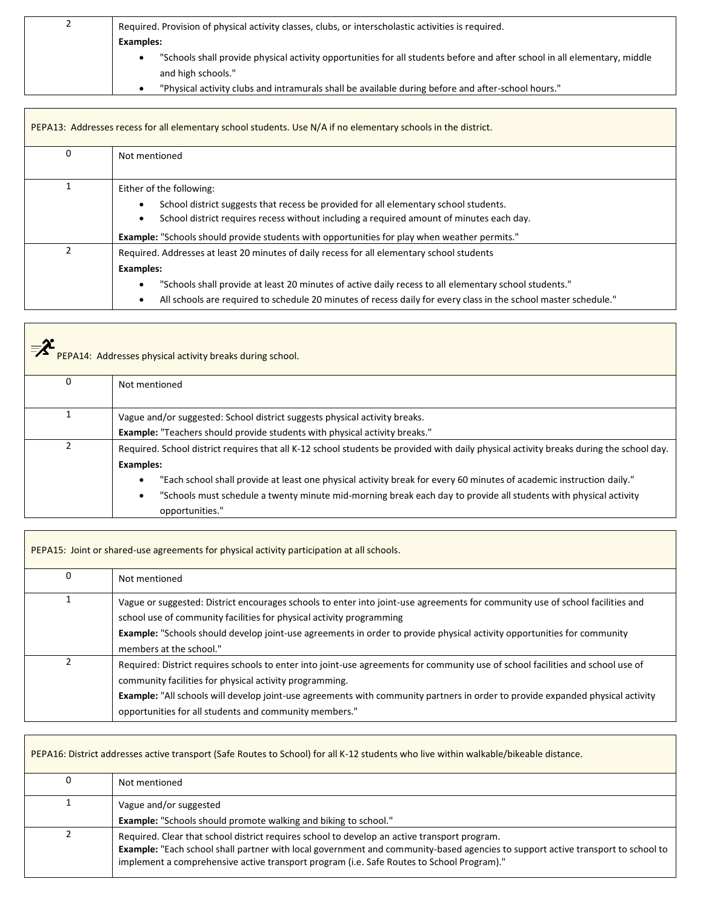| | |
|---|---|
| 2 | Required. Provision of physical activity classes, clubs, or interscholastic activities is required.<br>**Examples:**<br>• "Schools shall provide physical activity opportunities for all students before and after school in all elementary, middle and high schools."<br>• "Physical activity clubs and intramurals shall be available during before and after-school hours." |

| PEPA13: Addresses recess for all elementary school students. Use N/A if no elementary schools in the district. | |
|---|---|
| 0 | Not mentioned |
| 1 | Either of the following:<br>• School district suggests that recess be provided for all elementary school students.<br>• School district requires recess without including a required amount of minutes each day.<br>**Example:** "Schools should provide students with opportunities for play when weather permits." |
| 2 | Required. Addresses at least 20 minutes of daily recess for all elementary school students<br>**Examples:**<br>• "Schools shall provide at least 20 minutes of active daily recess to all elementary school students."<br>• All schools are required to schedule 20 minutes of recess daily for every class in the school master schedule." |

| PEPA14: Addresses physical activity breaks during school. | |
|---|---|
| 0 | Not mentioned |
| 1 | Vague and/or suggested: School district suggests physical activity breaks.<br>**Example:** "Teachers should provide students with physical activity breaks." |
| 2 | Required. School district requires that all K-12 school students be provided with daily physical activity breaks during the school day.<br>**Examples:**<br>• "Each school shall provide at least one physical activity break for every 60 minutes of academic instruction daily."<br>• "Schools must schedule a twenty minute mid-morning break each day to provide all students with physical activity opportunities." |

| PEPA15: Joint or shared-use agreements for physical activity participation at all schools. | |
|---|---|
| 0 | Not mentioned |
| 1 | Vague or suggested: District encourages schools to enter into joint-use agreements for community use of school facilities and school use of community facilities for physical activity programming<br>**Example:** "Schools should develop joint-use agreements in order to provide physical activity opportunities for community members at the school." |
| 2 | Required: District requires schools to enter into joint-use agreements for community use of school facilities and school use of community facilities for physical activity programming.<br>**Example:** "All schools will develop joint-use agreements with community partners in order to provide expanded physical activity opportunities for all students and community members." |

| PEPA16: District addresses active transport (Safe Routes to School) for all K-12 students who live within walkable/bikeable distance. | |
|---|---|
| 0 | Not mentioned |
| 1 | Vague and/or suggested<br>**Example:** "Schools should promote walking and biking to school." |
| 2 | Required. Clear that school district requires school to develop an active transport program.<br>**Example:** "Each school shall partner with local government and community-based agencies to support active transport to school to implement a comprehensive active transport program (i.e. Safe Routes to School Program)." |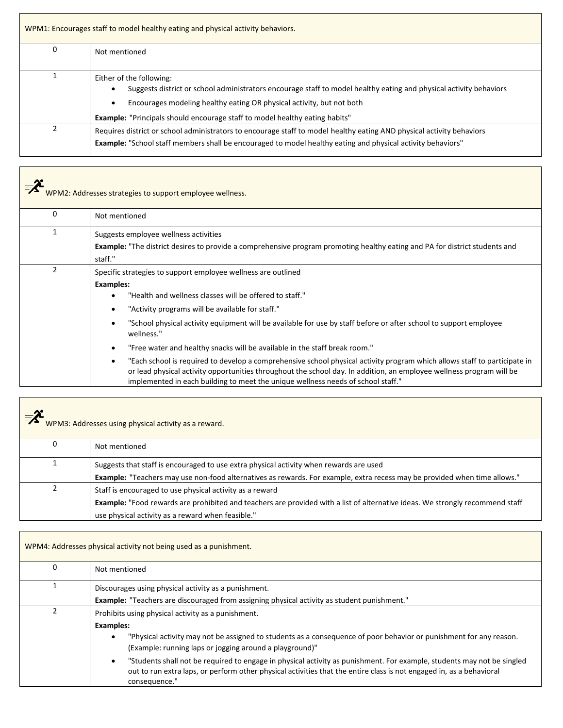| WPM1: Encourages staff to model healthy eating and physical activity behaviors. | |
|---|---|
| 0 | Not mentioned |
| 1 | Either of the following:<br>• Suggests district or school administrators encourage staff to model healthy eating and physical activity behaviors<br>• Encourages modeling healthy eating OR physical activity, but not both<br>**Example:** "Principals should encourage staff to model healthy eating habits" |
| 2 | Requires district or school administrators to encourage staff to model healthy eating AND physical activity behaviors<br>**Example:** "School staff members shall be encouraged to model healthy eating and physical activity behaviors" |

| WPM2: Addresses strategies to support employee wellness. | |
|---|---|
| 0 | Not mentioned |
| 1 | Suggests employee wellness activities<br>**Example:** "The district desires to provide a comprehensive program promoting healthy eating and PA for district students and staff." |
| 2 | Specific strategies to support employee wellness are outlined<br>**Examples:**<br>• "Health and wellness classes will be offered to staff."<br>• "Activity programs will be available for staff."<br>• "School physical activity equipment will be available for use by staff before or after school to support employee wellness."<br>• "Free water and healthy snacks will be available in the staff break room."<br>• "Each school is required to develop a comprehensive school physical activity program which allows staff to participate in or lead physical activity opportunities throughout the school day. In addition, an employee wellness program will be implemented in each building to meet the unique wellness needs of school staff." |

| WPM3: Addresses using physical activity as a reward. | |
|---|---|
| 0 | Not mentioned |
| 1 | Suggests that staff is encouraged to use extra physical activity when rewards are used<br>**Example:** "Teachers may use non-food alternatives as rewards. For example, extra recess may be provided when time allows." |
| 2 | Staff is encouraged to use physical activity as a reward<br>**Example:** "Food rewards are prohibited and teachers are provided with a list of alternative ideas. We strongly recommend staff use physical activity as a reward when feasible." |

| WPM4: Addresses physical activity not being used as a punishment. | |
|---|---|
| 0 | Not mentioned |
| 1 | Discourages using physical activity as a punishment.<br>**Example:** "Teachers are discouraged from assigning physical activity as student punishment." |
| 2 | Prohibits using physical activity as a punishment.<br>**Examples:**<br>• "Physical activity may not be assigned to students as a consequence of poor behavior or punishment for any reason. (Example: running laps or jogging around a playground)"<br>• "Students shall not be required to engage in physical activity as punishment. For example, students may not be singled out to run extra laps, or perform other physical activities that the entire class is not engaged in, as a behavioral consequence." |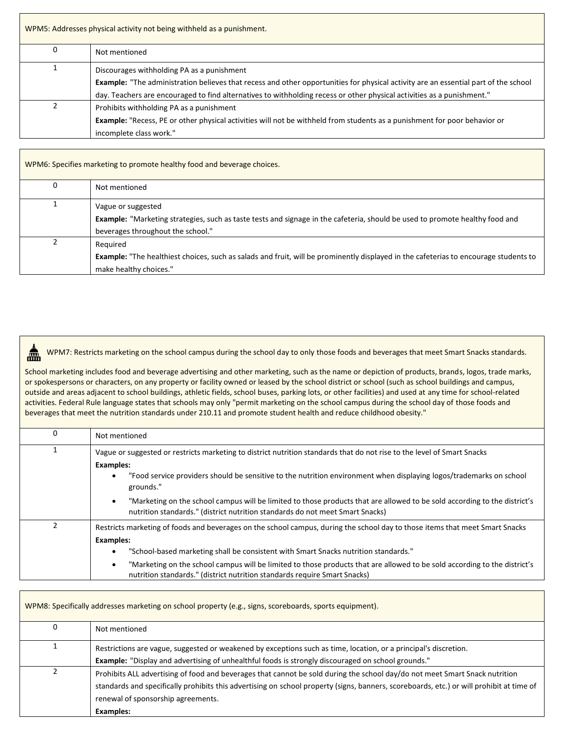| WPM5: Addresses physical activity not being withheld as a punishment. | |
|---|---|
| 0 | Not mentioned |
| 1 | Discourages withholding PA as a punishment<br>**Example:** "The administration believes that recess and other opportunities for physical activity are an essential part of the school day. Teachers are encouraged to find alternatives to withholding recess or other physical activities as a punishment." |
| 2 | Prohibits withholding PA as a punishment<br>**Example:** "Recess, PE or other physical activities will not be withheld from students as a punishment for poor behavior or incomplete class work." |

| WPM6: Specifies marketing to promote healthy food and beverage choices. | |
|---|---|
| 0 | Not mentioned |
| 1 | Vague or suggested<br>**Example:** "Marketing strategies, such as taste tests and signage in the cafeteria, should be used to promote healthy food and beverages throughout the school." |
| 2 | Required<br>**Example:** "The healthiest choices, such as salads and fruit, will be prominently displayed in the cafeterias to encourage students to make healthy choices." |

| WPM7: Restricts marketing on the school campus during the school day to only those foods and beverages that meet Smart Snacks standards.<br><br>School marketing includes food and beverage advertising and other marketing, such as the name or depiction of products, brands, logos, trade marks, or spokespersons or characters, on any property or facility owned or leased by the school district or school (such as school buildings and campus, outside and areas adjacent to school buildings, athletic fields, school buses, parking lots, or other facilities) and used at any time for school-related activities. Federal Rule language states that schools may only "permit marketing on the school campus during the school day of those foods and beverages that meet the nutrition standards under 210.11 and promote student health and reduce childhood obesity." | |
|---|---|
| 0 | Not mentioned |
| 1 | Vague or suggested or restricts marketing to district nutrition standards that do not rise to the level of Smart Snacks<br>**Examples:**<br>• "Food service providers should be sensitive to the nutrition environment when displaying logos/trademarks on school grounds."<br>• "Marketing on the school campus will be limited to those products that are allowed to be sold according to the district's nutrition standards." (district nutrition standards do not meet Smart Snacks) |
| 2 | Restricts marketing of foods and beverages on the school campus, during the school day to those items that meet Smart Snacks<br>**Examples:**<br>• "School-based marketing shall be consistent with Smart Snacks nutrition standards."<br>• "Marketing on the school campus will be limited to those products that are allowed to be sold according to the district's nutrition standards." (district nutrition standards require Smart Snacks) |

| WPM8: Specifically addresses marketing on school property (e.g., signs, scoreboards, sports equipment). | |
|---|---|
| 0 | Not mentioned |
| 1 | Restrictions are vague, suggested or weakened by exceptions such as time, location, or a principal's discretion.<br>**Example:** "Display and advertising of unhealthful foods is strongly discouraged on school grounds." |
| 2 | Prohibits ALL advertising of food and beverages that cannot be sold during the school day/do not meet Smart Snack nutrition standards and specifically prohibits this advertising on school property (signs, banners, scoreboards, etc.) or will prohibit at time of renewal of sponsorship agreements.<br>**Examples:** |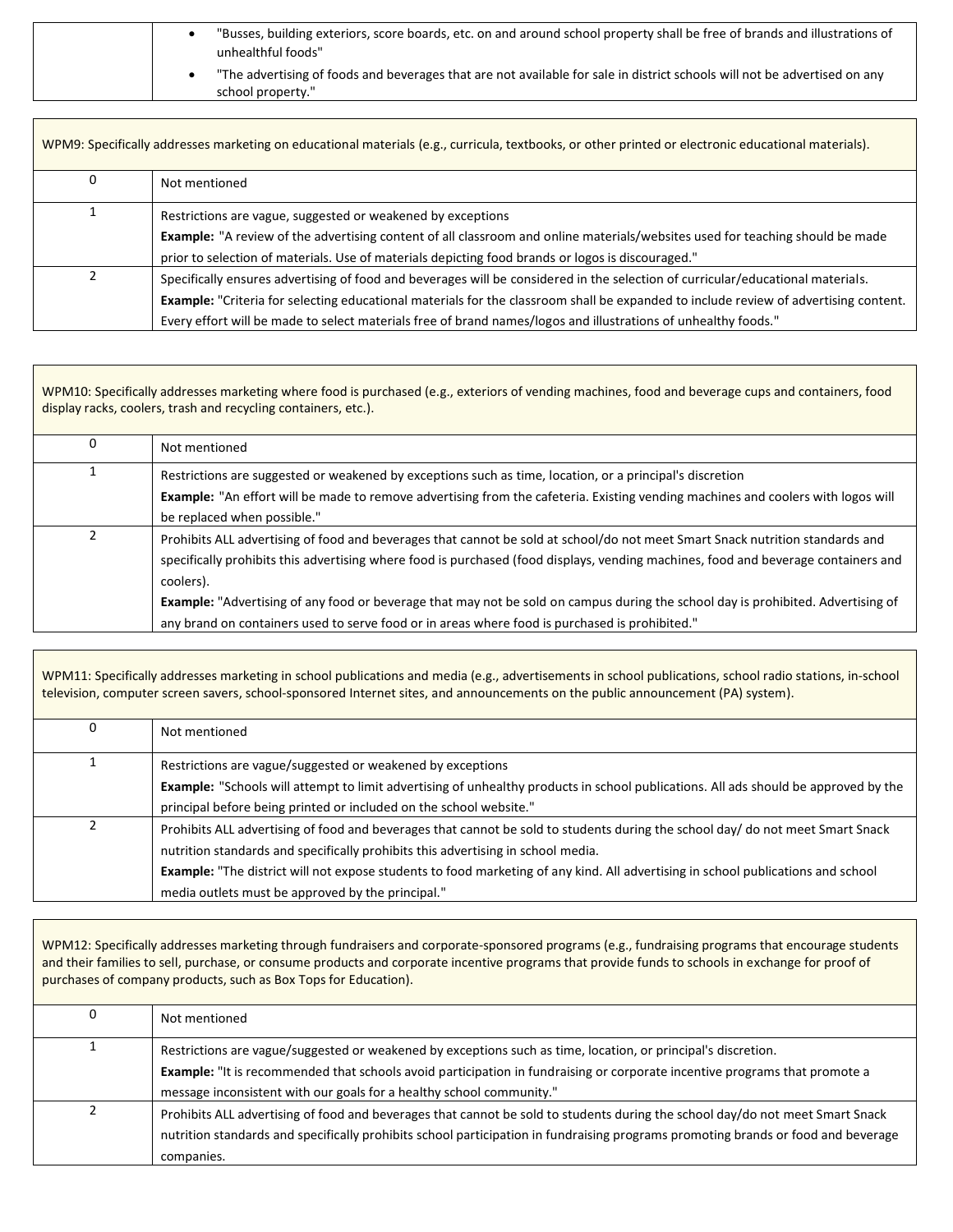| | |
|---|---|
| | • "Busses, building exteriors, score boards, etc. on and around school property shall be free of brands and illustrations of unhealthful foods"<br>• "The advertising of foods and beverages that are not available for sale in district schools will not be advertised on any school property." |

| WPM9: Specifically addresses marketing on educational materials (e.g., curricula, textbooks, or other printed or electronic educational materials). | |
|---|---|
| 0 | Not mentioned |
| 1 | Restrictions are vague, suggested or weakened by exceptions<br>**Example:** "A review of the advertising content of all classroom and online materials/websites used for teaching should be made prior to selection of materials. Use of materials depicting food brands or logos is discouraged." |
| 2 | Specifically ensures advertising of food and beverages will be considered in the selection of curricular/educational materials.<br>**Example:** "Criteria for selecting educational materials for the classroom shall be expanded to include review of advertising content. Every effort will be made to select materials free of brand names/logos and illustrations of unhealthy foods." |

| WPM10: Specifically addresses marketing where food is purchased (e.g., exteriors of vending machines, food and beverage cups and containers, food display racks, coolers, trash and recycling containers, etc.). | |
|---|---|
| 0 | Not mentioned |
| 1 | Restrictions are suggested or weakened by exceptions such as time, location, or a principal's discretion<br>**Example:** "An effort will be made to remove advertising from the cafeteria. Existing vending machines and coolers with logos will be replaced when possible." |
| 2 | Prohibits ALL advertising of food and beverages that cannot be sold at school/do not meet Smart Snack nutrition standards and specifically prohibits this advertising where food is purchased (food displays, vending machines, food and beverage containers and coolers).<br>**Example:** "Advertising of any food or beverage that may not be sold on campus during the school day is prohibited. Advertising of any brand on containers used to serve food or in areas where food is purchased is prohibited." |

| WPM11: Specifically addresses marketing in school publications and media (e.g., advertisements in school publications, school radio stations, in-school television, computer screen savers, school-sponsored Internet sites, and announcements on the public announcement (PA) system). | |
|---|---|
| 0 | Not mentioned |
| 1 | Restrictions are vague/suggested or weakened by exceptions<br>**Example:** "Schools will attempt to limit advertising of unhealthy products in school publications. All ads should be approved by the principal before being printed or included on the school website." |
| 2 | Prohibits ALL advertising of food and beverages that cannot be sold to students during the school day/ do not meet Smart Snack nutrition standards and specifically prohibits this advertising in school media.<br>**Example:** "The district will not expose students to food marketing of any kind. All advertising in school publications and school media outlets must be approved by the principal." |

| WPM12: Specifically addresses marketing through fundraisers and corporate-sponsored programs (e.g., fundraising programs that encourage students and their families to sell, purchase, or consume products and corporate incentive programs that provide funds to schools in exchange for proof of purchases of company products, such as Box Tops for Education). | |
|---|---|
| 0 | Not mentioned |
| 1 | Restrictions are vague/suggested or weakened by exceptions such as time, location, or principal's discretion.<br>**Example:** "It is recommended that schools avoid participation in fundraising or corporate incentive programs that promote a message inconsistent with our goals for a healthy school community." |
| 2 | Prohibits ALL advertising of food and beverages that cannot be sold to students during the school day/do not meet Smart Snack nutrition standards and specifically prohibits school participation in fundraising programs promoting brands or food and beverage companies. |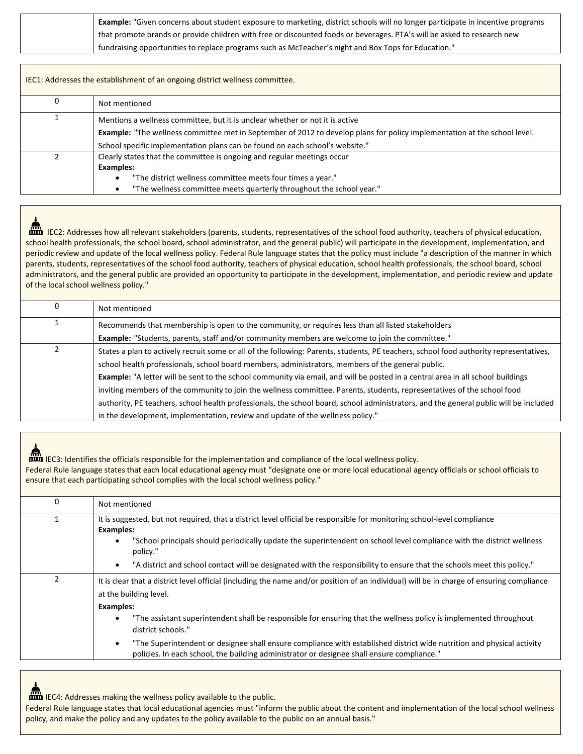| | |
|---|---|
| | **Example:** "Given concerns about student exposure to marketing, district schools will no longer participate in incentive programs that promote brands or provide children with free or discounted foods or beverages. PTA's will be asked to research new fundraising opportunities to replace programs such as McTeacher's night and Box Tops for Education." |

IEC1: Addresses the establishment of an ongoing district wellness committee.

| | |
|---|---|
| 0 | Not mentioned |
| 1 | Mentions a wellness committee, but it is unclear whether or not it is active<br>**Example:** "The wellness committee met in September of 2012 to develop plans for policy implementation at the school level. School specific implementation plans can be found on each school's website." |
| 2 | Clearly states that the committee is ongoing and regular meetings occur<br>**Examples:**<br>• "The district wellness committee meets four times a year."<br>• "The wellness committee meets quarterly throughout the school year." |

IEC2: Addresses how all relevant stakeholders (parents, students, representatives of the school food authority, teachers of physical education, school health professionals, the school board, school administrator, and the general public) will participate in the development, implementation, and periodic review and update of the local wellness policy. Federal Rule language states that the policy must include "a description of the manner in which parents, students, representatives of the school food authority, teachers of physical education, school health professionals, the school board, school administrators, and the general public are provided an opportunity to participate in the development, implementation, and periodic review and update of the local school wellness policy."

| | |
|---|---|
| 0 | Not mentioned |
| 1 | Recommends that membership is open to the community, or requires less than all listed stakeholders<br>**Example:** "Students, parents, staff and/or community members are welcome to join the committee." |
| 2 | States a plan to actively recruit some or all of the following: Parents, students, PE teachers, school food authority representatives, school health professionals, school board members, administrators, members of the general public.<br>**Example:** "A letter will be sent to the school community via email, and will be posted in a central area in all school buildings inviting members of the community to join the wellness committee. Parents, students, representatives of the school food authority, PE teachers, school health professionals, the school board, school administrators, and the general public will be included in the development, implementation, review and update of the wellness policy." |

IEC3: Identifies the officials responsible for the implementation and compliance of the local wellness policy.
Federal Rule language states that each local educational agency must "designate one or more local educational agency officials or school officials to ensure that each participating school complies with the local school wellness policy."

| | |
|---|---|
| 0 | Not mentioned |
| 1 | It is suggested, but not required, that a district level official be responsible for monitoring school-level compliance<br>**Examples:**<br>• "School principals should periodically update the superintendent on school level compliance with the district wellness policy."<br>• "A district and school contact will be designated with the responsibility to ensure that the schools meet this policy." |
| 2 | It is clear that a district level official (including the name and/or position of an individual) will be in charge of ensuring compliance at the building level.<br>**Examples:**<br>• "The assistant superintendent shall be responsible for ensuring that the wellness policy is implemented throughout district schools."<br>• "The Superintendent or designee shall ensure compliance with established district wide nutrition and physical activity policies. In each school, the building administrator or designee shall ensure compliance." |

IEC4: Addresses making the wellness policy available to the public.
Federal Rule language states that local educational agencies must "inform the public about the content and implementation of the local school wellness policy, and make the policy and any updates to the policy available to the public on an annual basis."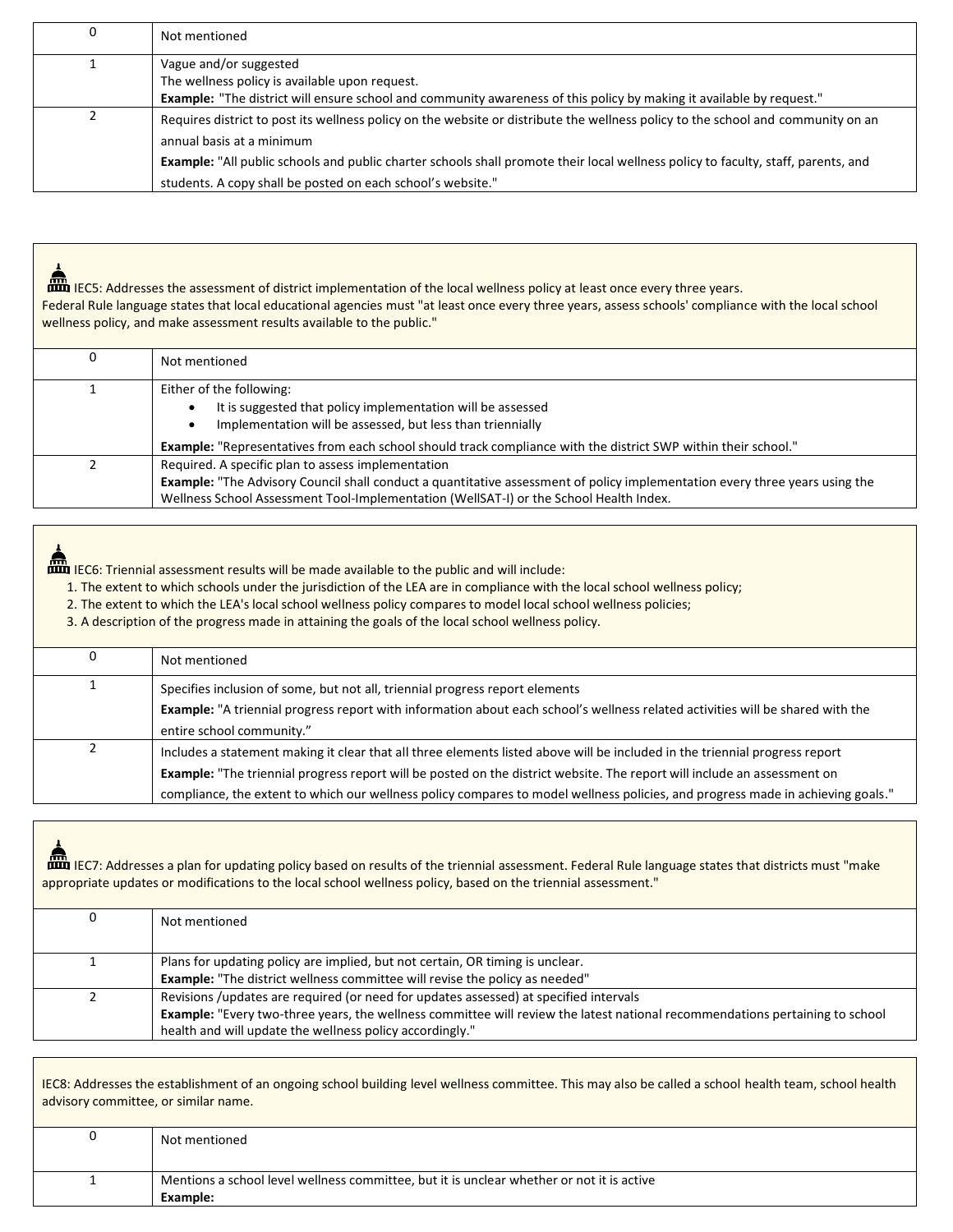| | |
|---|---|
| 0 | Not mentioned |
| 1 | Vague and/or suggested<br>The wellness policy is available upon request.<br>**Example:** "The district will ensure school and community awareness of this policy by making it available by request." |
| 2 | Requires district to post its wellness policy on the website or distribute the wellness policy to the school and community on an annual basis at a minimum<br>**Example:** "All public schools and public charter schools shall promote their local wellness policy to faculty, staff, parents, and students. A copy shall be posted on each school's website." |

IEC5: Addresses the assessment of district implementation of the local wellness policy at least once every three years.
Federal Rule language states that local educational agencies must "at least once every three years, assess schools' compliance with the local school wellness policy, and make assessment results available to the public."

| | |
|---|---|
| 0 | Not mentioned |
| 1 | Either of the following:<br>• It is suggested that policy implementation will be assessed<br>• Implementation will be assessed, but less than triennially<br>**Example:** "Representatives from each school should track compliance with the district SWP within their school." |
| 2 | Required. A specific plan to assess implementation<br>**Example:** "The Advisory Council shall conduct a quantitative assessment of policy implementation every three years using the Wellness School Assessment Tool-Implementation (WellSAT-I) or the School Health Index. |

IEC6: Triennial assessment results will be made available to the public and will include:

1. The extent to which schools under the jurisdiction of the LEA are in compliance with the local school wellness policy;
2. The extent to which the LEA's local school wellness policy compares to model local school wellness policies;
3. A description of the progress made in attaining the goals of the local school wellness policy.

| | |
|---|---|
| 0 | Not mentioned |
| 1 | Specifies inclusion of some, but not all, triennial progress report elements<br>**Example:** "A triennial progress report with information about each school's wellness related activities will be shared with the entire school community." |
| 2 | Includes a statement making it clear that all three elements listed above will be included in the triennial progress report<br>**Example:** "The triennial progress report will be posted on the district website. The report will include an assessment on compliance, the extent to which our wellness policy compares to model wellness policies, and progress made in achieving goals." |

IEC7: Addresses a plan for updating policy based on results of the triennial assessment. Federal Rule language states that districts must "make appropriate updates or modifications to the local school wellness policy, based on the triennial assessment."

| | |
|---|---|
| 0 | Not mentioned |
| 1 | Plans for updating policy are implied, but not certain, OR timing is unclear.<br>**Example:** "The district wellness committee will revise the policy as needed" |
| 2 | Revisions /updates are required (or need for updates assessed) at specified intervals<br>**Example:** "Every two-three years, the wellness committee will review the latest national recommendations pertaining to school health and will update the wellness policy accordingly." |

IEC8: Addresses the establishment of an ongoing school building level wellness committee. This may also be called a school health team, school health advisory committee, or similar name.

| | |
|---|---|
| 0 | Not mentioned |
| 1 | Mentions a school level wellness committee, but it is unclear whether or not it is active<br>**Example:** |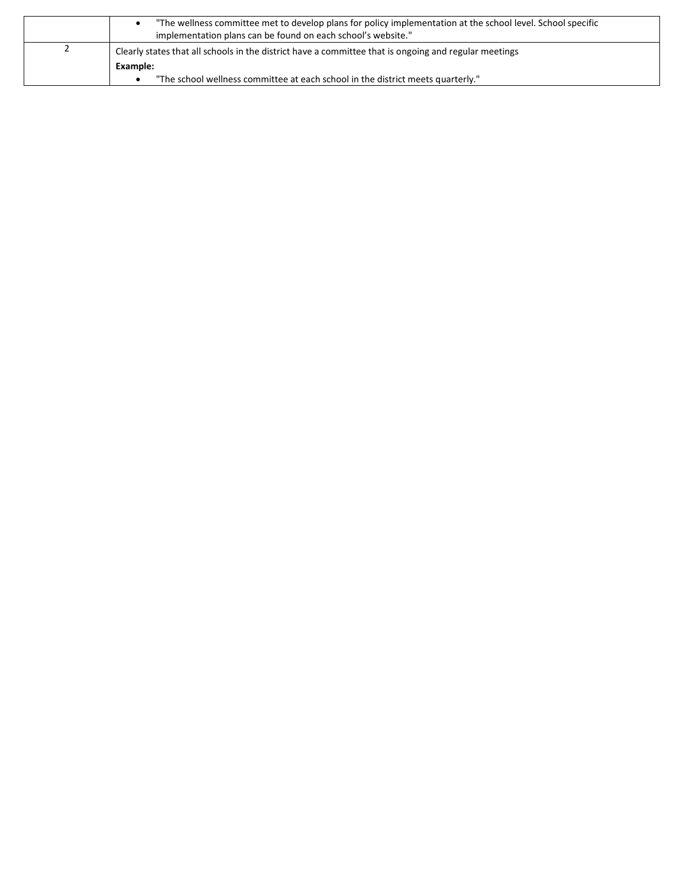| | |
|---|---|
| | • "The wellness committee met to develop plans for policy implementation at the school level. School specific implementation plans can be found on each school's website." |
| 2 | Clearly states that all schools in the district have a committee that is ongoing and regular meetings<br>**Example:**<br>• "The school wellness committee at each school in the district meets quarterly." |